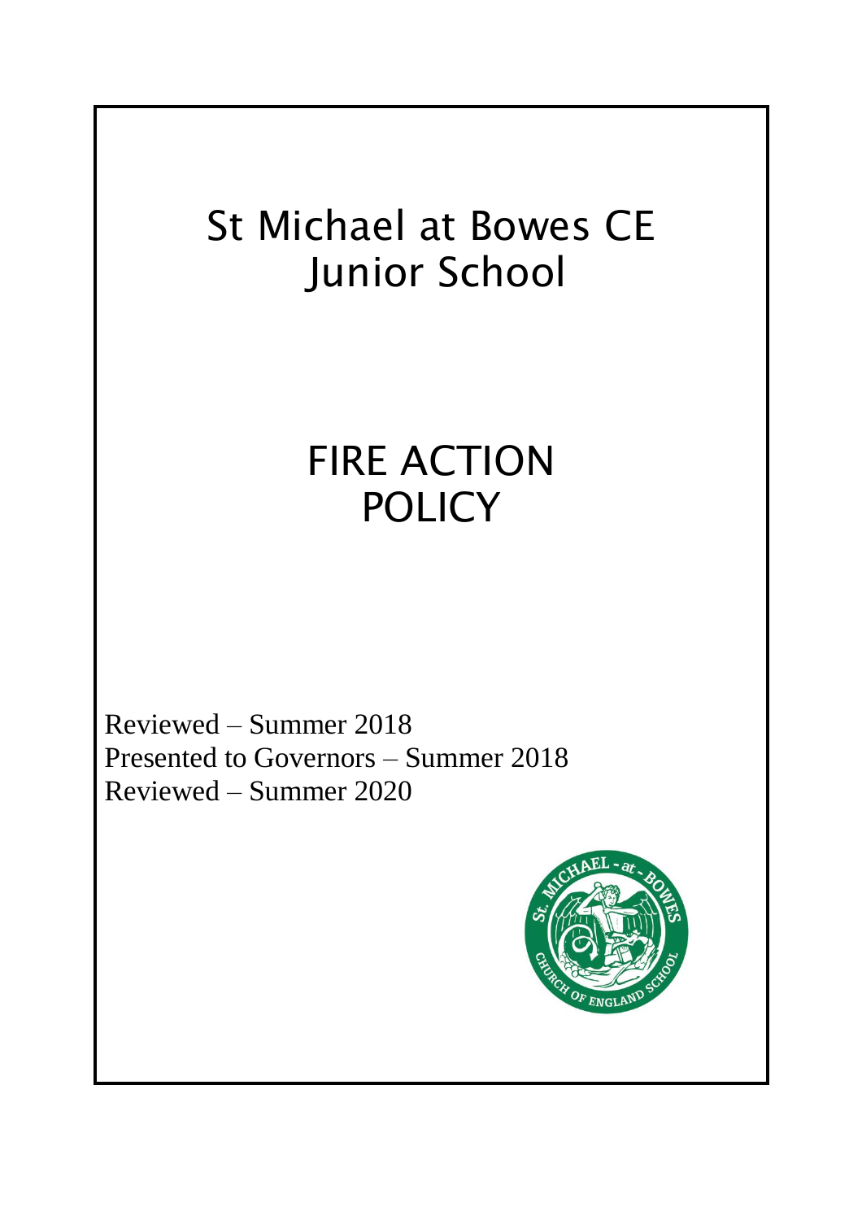# St Michael at Bowes CE Junior School

# FIRE ACTION POLICY

Reviewed – Summer 2018
Presented to Governors – Summer 2018
Reviewed – Summer 2020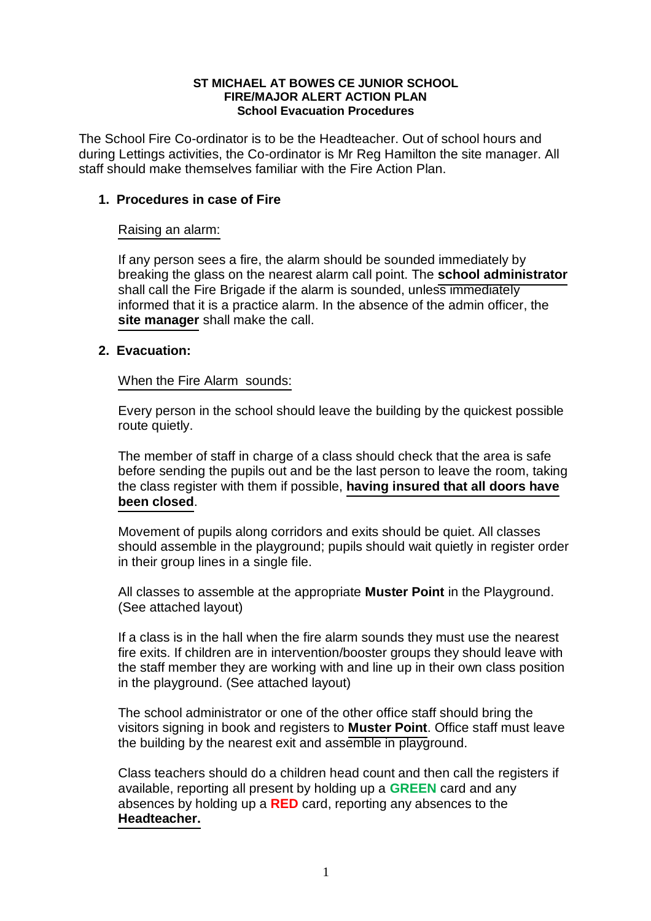**ST MICHAEL AT BOWES CE JUNIOR SCHOOL**
**FIRE/MAJOR ALERT ACTION PLAN**
**School Evacuation Procedures**

The School Fire Co-ordinator is to be the Headteacher. Out of school hours and during Lettings activities, the Co-ordinator is Mr Reg Hamilton the site manager. All staff should make themselves familiar with the Fire Action Plan.

## 1. Procedures in case of Fire

Raising an alarm:

If any person sees a fire, the alarm should be sounded immediately by breaking the glass on the nearest alarm call point. The **school administrator** shall call the Fire Brigade if the alarm is sounded, unless immediately informed that it is a practice alarm. In the absence of the admin officer, the **site manager** shall make the call.

## 2. Evacuation:

When the Fire Alarm sounds:

Every person in the school should leave the building by the quickest possible route quietly.

The member of staff in charge of a class should check that the area is safe before sending the pupils out and be the last person to leave the room, taking the class register with them if possible, **having insured that all doors have been closed**.

Movement of pupils along corridors and exits should be quiet. All classes should assemble in the playground; pupils should wait quietly in register order in their group lines in a single file.

All classes to assemble at the appropriate **Muster Point** in the Playground. (See attached layout)

If a class is in the hall when the fire alarm sounds they must use the nearest fire exits. If children are in intervention/booster groups they should leave with the staff member they are working with and line up in their own class position in the playground. (See attached layout)

The school administrator or one of the other office staff should bring the visitors signing in book and registers to **Muster Point**. Office staff must leave the building by the nearest exit and assemble in playground.

Class teachers should do a children head count and then call the registers if available, reporting all present by holding up a **GREEN** card and any absences by holding up a **RED** card, reporting any absences to the **Headteacher.**